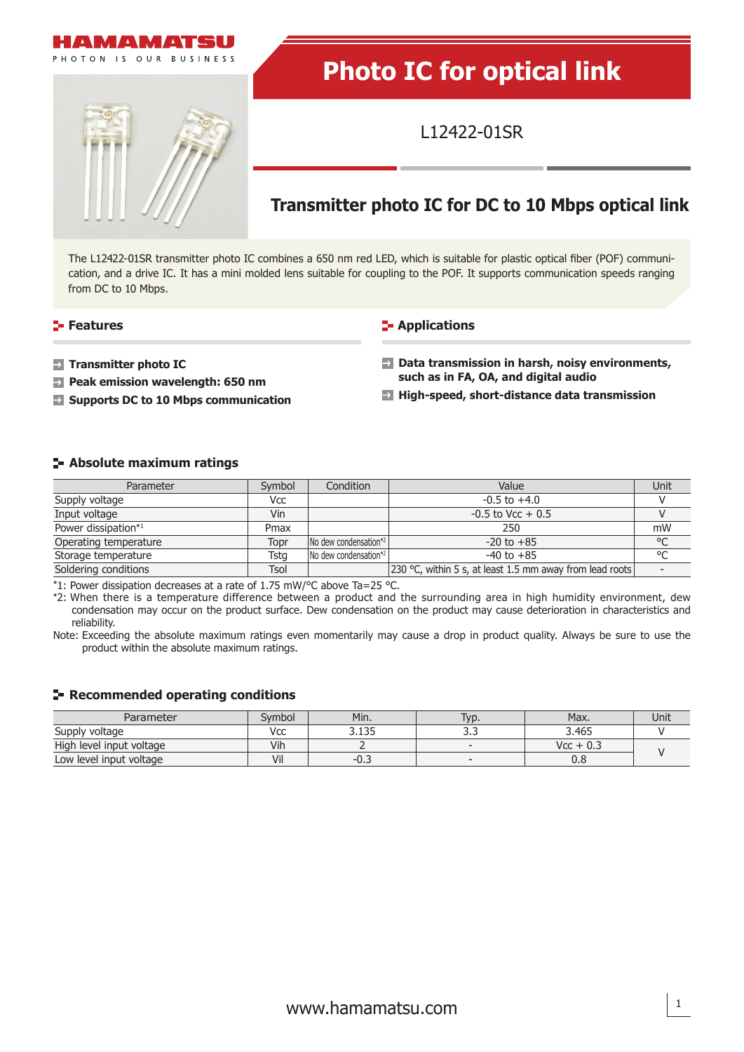# Photo IC for optical link

L12422-01SR

## Transmitter photo IC for DC to 10 Mbps optical link

The L12422-01SR transmitter photo IC combines a 650 nm red LED, which is suitable for plastic optical fiber (POF) communication, and a drive IC. It has a mini molded lens suitable for coupling to the POF. It supports communication speeds ranging from DC to 10 Mbps.

### Features

- **Transmitter photo IC**
- **Peak emission wavelength: 650 nm**
- **Supports DC to 10 Mbps communication**

### Applications

- **Data transmission in harsh, noisy environments, such as in FA, OA, and digital audio**
- **High-speed, short-distance data transmission**

### Absolute maximum ratings

| Parameter | Symbol | Condition | Value | Unit |
|---|---|---|---|---|
| Supply voltage | Vcc | | -0.5 to +4.0 | V |
| Input voltage | Vin | | -0.5 to Vcc + 0.5 | V |
| Power dissipation*1 | Pmax | | 250 | mW |
| Operating temperature | Topr | No dew condensation*2 | -20 to +85 | °C |
| Storage temperature | Tstg | No dew condensation*2 | -40 to +85 | °C |
| Soldering conditions | Tsol | | 230 °C, within 5 s, at least 1.5 mm away from lead roots | - |

*1: Power dissipation decreases at a rate of 1.75 mW/°C above Ta=25 °C.

*2: When there is a temperature difference between a product and the surrounding area in high humidity environment, dew condensation may occur on the product surface. Dew condensation on the product may cause deterioration in characteristics and reliability.

Note: Exceeding the absolute maximum ratings even momentarily may cause a drop in product quality. Always be sure to use the product within the absolute maximum ratings.

### Recommended operating conditions

| Parameter | Symbol | Min. | Typ. | Max. | Unit |
|---|---|---|---|---|---|
| Supply voltage | Vcc | 3.135 | 3.3 | 3.465 | V |
| High level input voltage | Vih | 2 | - | Vcc + 0.3 | V |
| Low level input voltage | Vil | -0.3 | - | 0.8 | V |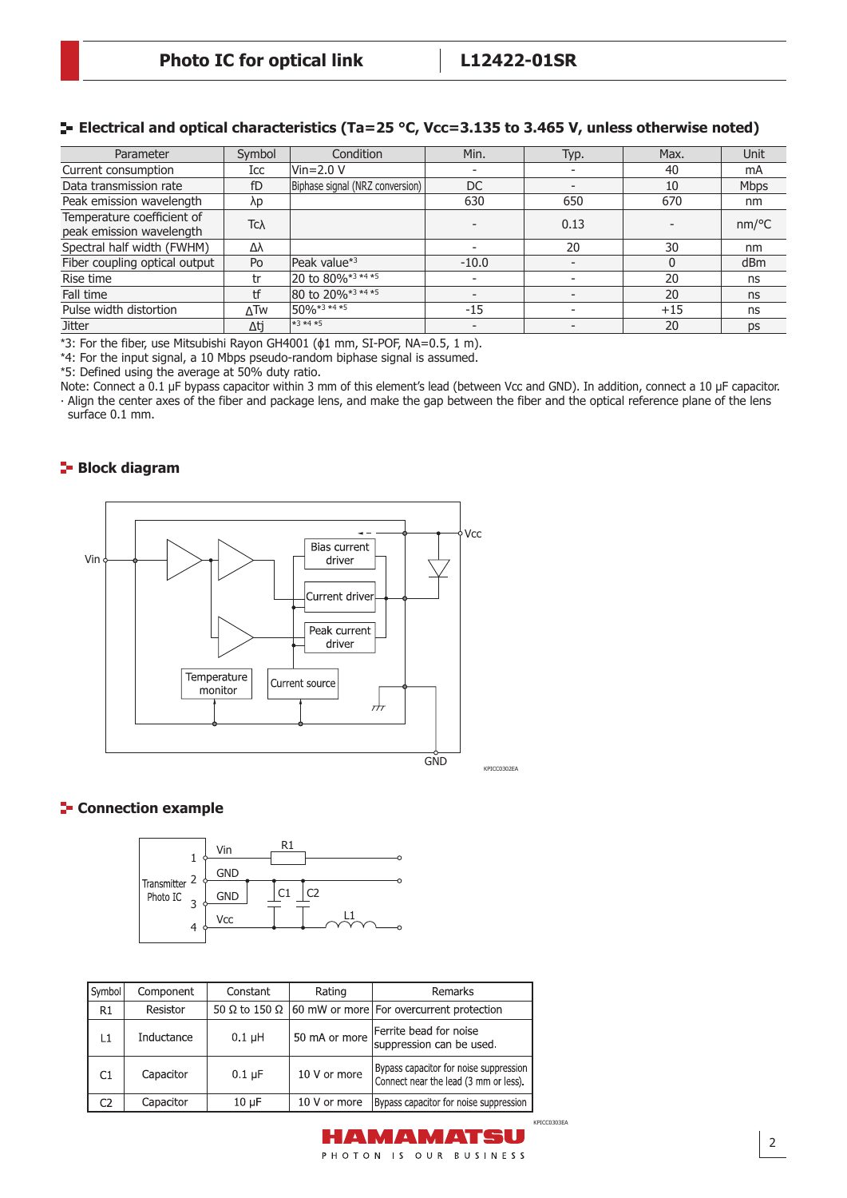## Electrical and optical characteristics (Ta=25 °C, Vcc=3.135 to 3.465 V, unless otherwise noted)

| Parameter | Symbol | Condition | Min. | Typ. | Max. | Unit |
|---|---|---|---|---|---|---|
| Current consumption | Icc | Vin=2.0 V | - | - | 40 | mA |
| Data transmission rate | fD | Biphase signal (NRZ conversion) | DC | - | 10 | Mbps |
| Peak emission wavelength | λp | | 630 | 650 | 670 | nm |
| Temperature coefficient of peak emission wavelength | Tcλ | | - | 0.13 | - | nm/°C |
| Spectral half width (FWHM) | Δλ | | - | 20 | 30 | nm |
| Fiber coupling optical output | Po | Peak value*3 | -10.0 | - | 0 | dBm |
| Rise time | tr | 20 to 80%*3 *4 *5 | - | - | 20 | ns |
| Fall time | tf | 80 to 20%*3 *4 *5 | - | - | 20 | ns |
| Pulse width distortion | ΔTw | 50%*3 *4 *5 | -15 | - | +15 | ns |
| Jitter | Δtj | *3 *4 *5 | - | - | 20 | ps |

*3: For the fiber, use Mitsubishi Rayon GH4001 (ϕ1 mm, SI-POF, NA=0.5, 1 m).
*4: For the input signal, a 10 Mbps pseudo-random biphase signal is assumed.
*5: Defined using the average at 50% duty ratio.
Note: Connect a 0.1 µF bypass capacitor within 3 mm of this element's lead (between Vcc and GND). In addition, connect a 10 µF capacitor.
· Align the center axes of the fiber and package lens, and make the gap between the fiber and the optical reference plane of the lens surface 0.1 mm.

## Block diagram

Vin, Vcc, GND, Bias current driver, Current driver, Peak current driver, Temperature monitor, Current source

KPICC0302EA

## Connection example

Transmitter Photo IC: 1 Vin, 2 GND, 3 GND, 4 Vcc; R1, C1, C2, L1

KPICC0303EA

| Symbol | Component | Constant | Rating | Remarks |
|---|---|---|---|---|
| R1 | Resistor | 50 Ω to 150 Ω | 60 mW or more | For overcurrent protection |
| L1 | Inductance | 0.1 µH | 50 mA or more | Ferrite bead for noise suppression can be used. |
| C1 | Capacitor | 0.1 µF | 10 V or more | Bypass capacitor for noise suppression Connect near the lead (3 mm or less). |
| C2 | Capacitor | 10 µF | 10 V or more | Bypass capacitor for noise suppression |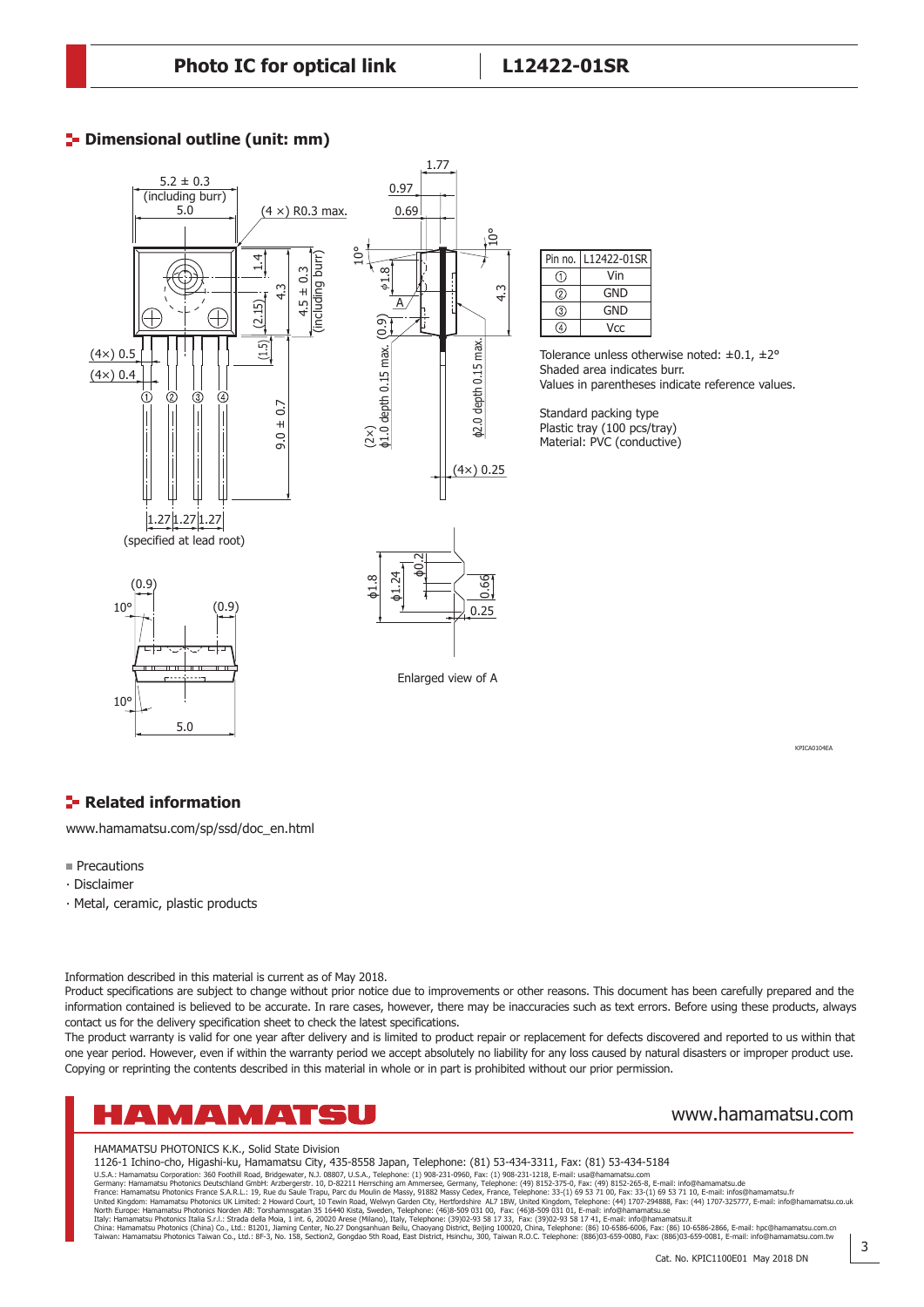## Dimensional outline (unit: mm)

5.2 ± 0.3
(including burr)
5.0
(4 ×) R0.3 max.
1.4
4.3
4.5 ± 0.3
(including burr)
(2.15)
(1.5)
(4×) 0.5
(4×) 0.4
① ② ③ ④
9.0 ± 0.7
1.27 1.27 1.27
(specified at lead root)

1.77
0.97
0.69
10°
10°
ϕ1.8
A
(0.9)
(2×) ϕ1.0 depth 0.15 max.
ϕ2.0 depth 0.15 max.
4.3
(4×) 0.25

(0.9)
10°
(0.9)
10°
5.0

ϕ1.8
ϕ1.24
ϕ0.2
0.66
0.25

Enlarged view of A

| Pin no. | L12422-01SR |
|---|---|
| ① | Vin |
| ② | GND |
| ③ | GND |
| ④ | Vcc |

Tolerance unless otherwise noted: ±0.1, ±2°
Shaded area indicates burr.
Values in parentheses indicate reference values.

Standard packing type
Plastic tray (100 pcs/tray)
Material: PVC (conductive)

KPICA0104EA

## Related information

www.hamamatsu.com/sp/ssd/doc_en.html

- Precautions
  - · Disclaimer
  - · Metal, ceramic, plastic products

Information described in this material is current as of May 2018.
Product specifications are subject to change without prior notice due to improvements or other reasons. This document has been carefully prepared and the information contained is believed to be accurate. In rare cases, however, there may be inaccuracies such as text errors. Before using these products, always contact us for the delivery specification sheet to check the latest specifications.
The product warranty is valid for one year after delivery and is limited to product repair or replacement for defects discovered and reported to us within that one year period. However, even if within the warranty period we accept absolutely no liability for any loss caused by natural disasters or improper product use.
Copying or reprinting the contents described in this material in whole or in part is prohibited without our prior permission.

HAMAMATSU

www.hamamatsu.com

HAMAMATSU PHOTONICS K.K., Solid State Division
1126-1 Ichino-cho, Higashi-ku, Hamamatsu City, 435-8558 Japan, Telephone: (81) 53-434-3311, Fax: (81) 53-434-5184
U.S.A.: Hamamatsu Corporation: 360 Foothill Road, Bridgewater, N.J. 08807, U.S.A., Telephone: (1) 908-231-0960, Fax: (1) 908-231-1218, E-mail: usa@hamamatsu.com
Germany: Hamamatsu Photonics Deutschland GmbH: Arzbergerstr. 10, D-82211 Herrsching am Ammersee, Germany, Telephone: (49) 8152-375-0, Fax: (49) 8152-265-8, E-mail: info@hamamatsu.de
France: Hamamatsu Photonics France S.A.R.L.: 19, Rue du Saule Trapu, Parc du Moulin de Massy, 91882 Massy Cedex, France, Telephone: 33-(1) 69 53 71 00, Fax: 33-(1) 69 53 71 10, E-mail: infos@hamamatsu.fr
United Kingdom: Hamamatsu Photonics UK Limited: 2 Howard Court, 10 Tewin Road, Welwyn Garden City, Hertfordshire AL7 1BW, United Kingdom, Telephone: (44) 1707-294888, Fax: (44) 1707-325777, E-mail: info@hamamatsu.co.uk
North Europe: Hamamatsu Photonics Norden AB: Torshamnsgatan 35 16440 Kista, Sweden, Telephone: (46)8-509 031 00, Fax: (46)8-509 031 01, E-mail: info@hamamatsu.se
Italy: Hamamatsu Photonics Italia S.r.l.: Strada della Moia, 1 int. 6, 20020 Arese (Milano), Italy, Telephone: (39)02-93 58 17 33, Fax: (39)02-93 58 17 41, E-mail: info@hamamatsu.it
China: Hamamatsu Photonics (China) Co., Ltd.: B1201, Jiaming Center, No.27 Dongsanhuan Beilu, Chaoyang District, Beijing 100020, China, Telephone: (86) 10-6586-6006, Fax: (86) 10-6586-2866, E-mail: hpc@hamamatsu.com.cn
Taiwan: Hamamatsu Photonics Taiwan Co., Ltd.: 8F-3, No. 158, Section2, Gongdao 5th Road, East District, Hsinchu, 300, Taiwan R.O.C. Telephone: (886)03-659-0080, Fax: (886)03-659-0081, E-mail: info@hamamatsu.com.tw

Cat. No. KPIC1100E01 May 2018 DN